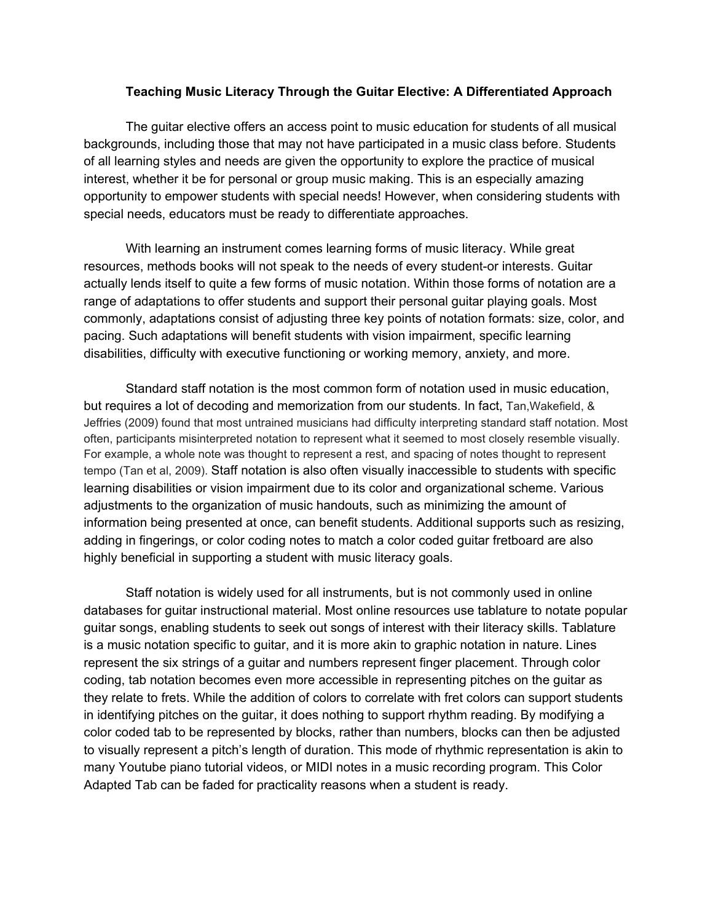**Teaching Music Literacy Through the Guitar Elective: A Differentiated Approach**

The guitar elective offers an access point to music education for students of all musical backgrounds, including those that may not have participated in a music class before. Students of all learning styles and needs are given the opportunity to explore the practice of musical interest, whether it be for personal or group music making. This is an especially amazing opportunity to empower students with special needs! However, when considering students with special needs, educators must be ready to differentiate approaches.

With learning an instrument comes learning forms of music literacy. While great resources, methods books will not speak to the needs of every student-or interests. Guitar actually lends itself to quite a few forms of music notation. Within those forms of notation are a range of adaptations to offer students and support their personal guitar playing goals. Most commonly, adaptations consist of adjusting three key points of notation formats: size, color, and pacing. Such adaptations will benefit students with vision impairment, specific learning disabilities, difficulty with executive functioning or working memory, anxiety, and more.

Standard staff notation is the most common form of notation used in music education, but requires a lot of decoding and memorization from our students. In fact, Tan,Wakefield, & Jeffries (2009) found that most untrained musicians had difficulty interpreting standard staff notation. Most often, participants misinterpreted notation to represent what it seemed to most closely resemble visually. For example, a whole note was thought to represent a rest, and spacing of notes thought to represent tempo (Tan et al, 2009). Staff notation is also often visually inaccessible to students with specific learning disabilities or vision impairment due to its color and organizational scheme. Various adjustments to the organization of music handouts, such as minimizing the amount of information being presented at once, can benefit students. Additional supports such as resizing, adding in fingerings, or color coding notes to match a color coded guitar fretboard are also highly beneficial in supporting a student with music literacy goals.

Staff notation is widely used for all instruments, but is not commonly used in online databases for guitar instructional material. Most online resources use tablature to notate popular guitar songs, enabling students to seek out songs of interest with their literacy skills. Tablature is a music notation specific to guitar, and it is more akin to graphic notation in nature. Lines represent the six strings of a guitar and numbers represent finger placement. Through color coding, tab notation becomes even more accessible in representing pitches on the guitar as they relate to frets. While the addition of colors to correlate with fret colors can support students in identifying pitches on the guitar, it does nothing to support rhythm reading. By modifying a color coded tab to be represented by blocks, rather than numbers, blocks can then be adjusted to visually represent a pitch's length of duration. This mode of rhythmic representation is akin to many Youtube piano tutorial videos, or MIDI notes in a music recording program. This Color Adapted Tab can be faded for practicality reasons when a student is ready.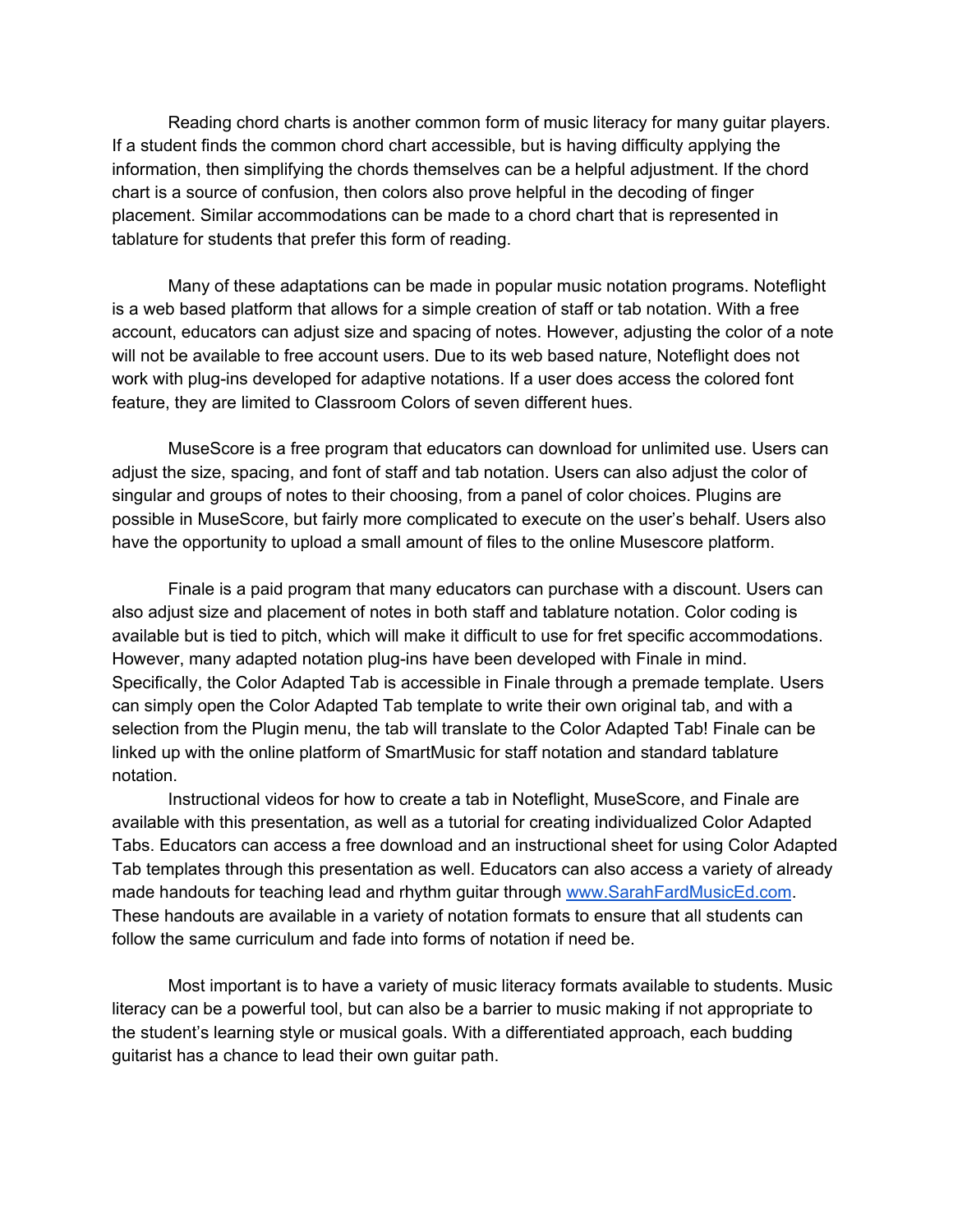Reading chord charts is another common form of music literacy for many guitar players. If a student finds the common chord chart accessible, but is having difficulty applying the information, then simplifying the chords themselves can be a helpful adjustment. If the chord chart is a source of confusion, then colors also prove helpful in the decoding of finger placement. Similar accommodations can be made to a chord chart that is represented in tablature for students that prefer this form of reading.

Many of these adaptations can be made in popular music notation programs. Noteflight is a web based platform that allows for a simple creation of staff or tab notation. With a free account, educators can adjust size and spacing of notes. However, adjusting the color of a note will not be available to free account users. Due to its web based nature, Noteflight does not work with plug-ins developed for adaptive notations. If a user does access the colored font feature, they are limited to Classroom Colors of seven different hues.

MuseScore is a free program that educators can download for unlimited use. Users can adjust the size, spacing, and font of staff and tab notation. Users can also adjust the color of singular and groups of notes to their choosing, from a panel of color choices. Plugins are possible in MuseScore, but fairly more complicated to execute on the user's behalf. Users also have the opportunity to upload a small amount of files to the online Musescore platform.

Finale is a paid program that many educators can purchase with a discount. Users can also adjust size and placement of notes in both staff and tablature notation. Color coding is available but is tied to pitch, which will make it difficult to use for fret specific accommodations. However, many adapted notation plug-ins have been developed with Finale in mind. Specifically, the Color Adapted Tab is accessible in Finale through a premade template. Users can simply open the Color Adapted Tab template to write their own original tab, and with a selection from the Plugin menu, the tab will translate to the Color Adapted Tab! Finale can be linked up with the online platform of SmartMusic for staff notation and standard tablature notation.

Instructional videos for how to create a tab in Noteflight, MuseScore, and Finale are available with this presentation, as well as a tutorial for creating individualized Color Adapted Tabs. Educators can access a free download and an instructional sheet for using Color Adapted Tab templates through this presentation as well. Educators can also access a variety of already made handouts for teaching lead and rhythm guitar through [www.SarahFardMusicEd.com](http://www.SarahFardMusicEd.com). These handouts are available in a variety of notation formats to ensure that all students can follow the same curriculum and fade into forms of notation if need be.

Most important is to have a variety of music literacy formats available to students. Music literacy can be a powerful tool, but can also be a barrier to music making if not appropriate to the student's learning style or musical goals. With a differentiated approach, each budding guitarist has a chance to lead their own guitar path.